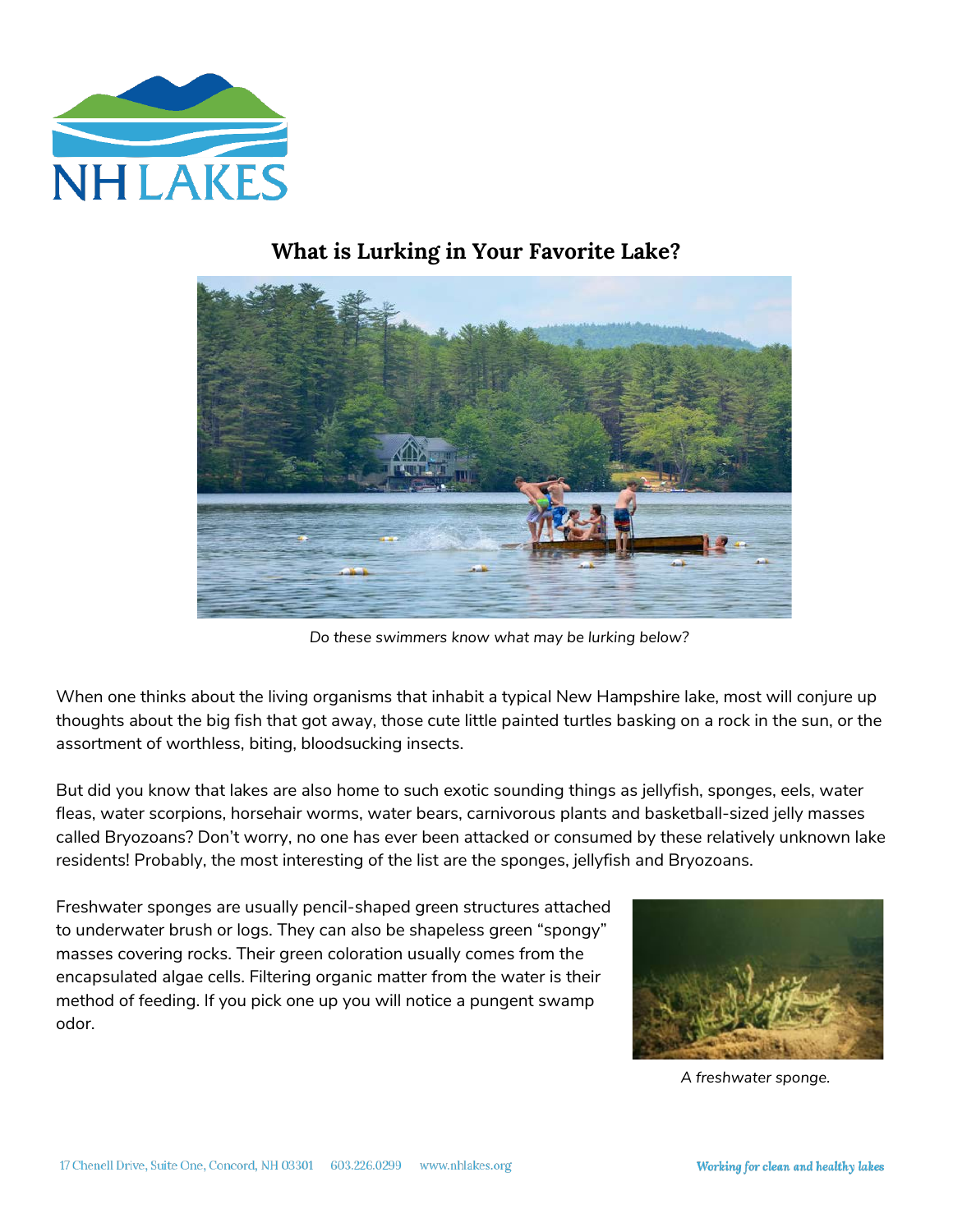# What is Lurking in Your Favorite Lake?

*Do these swimmers know what may be lurking below?*

When one thinks about the living organisms that inhabit a typical New Hampshire lake, most will conjure up thoughts about the big fish that got away, those cute little painted turtles basking on a rock in the sun, or the assortment of worthless, biting, bloodsucking insects.

But did you know that lakes are also home to such exotic sounding things as jellyfish, sponges, eels, water fleas, water scorpions, horsehair worms, water bears, carnivorous plants and basketball-sized jelly masses called Bryozoans? Don't worry, no one has ever been attacked or consumed by these relatively unknown lake residents! Probably, the most interesting of the list are the sponges, jellyfish and Bryozoans.

Freshwater sponges are usually pencil-shaped green structures attached to underwater brush or logs. They can also be shapeless green "spongy" masses covering rocks. Their green coloration usually comes from the encapsulated algae cells. Filtering organic matter from the water is their method of feeding. If you pick one up you will notice a pungent swamp odor.

*A freshwater sponge.*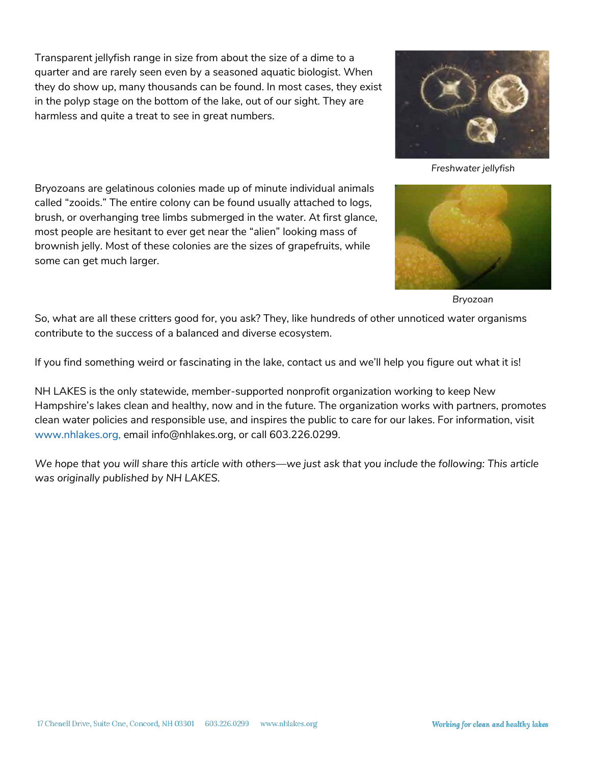Transparent jellyfish range in size from about the size of a dime to a quarter and are rarely seen even by a seasoned aquatic biologist. When they do show up, many thousands can be found. In most cases, they exist in the polyp stage on the bottom of the lake, out of our sight. They are harmless and quite a treat to see in great numbers.

*Freshwater jellyfish*

Bryozoans are gelatinous colonies made up of minute individual animals called "zooids." The entire colony can be found usually attached to logs, brush, or overhanging tree limbs submerged in the water. At first glance, most people are hesitant to ever get near the "alien" looking mass of brownish jelly. Most of these colonies are the sizes of grapefruits, while some can get much larger.

*Bryozoan*

So, what are all these critters good for, you ask? They, like hundreds of other unnoticed water organisms contribute to the success of a balanced and diverse ecosystem.

If you find something weird or fascinating in the lake, contact us and we'll help you figure out what it is!

NH LAKES is the only statewide, member-supported nonprofit organization working to keep New Hampshire's lakes clean and healthy, now and in the future. The organization works with partners, promotes clean water policies and responsible use, and inspires the public to care for our lakes. For information, visit www.nhlakes.org, email info@nhlakes.org, or call 603.226.0299.

*We hope that you will share this article with others—we just ask that you include the following: This article was originally published by NH LAKES.*